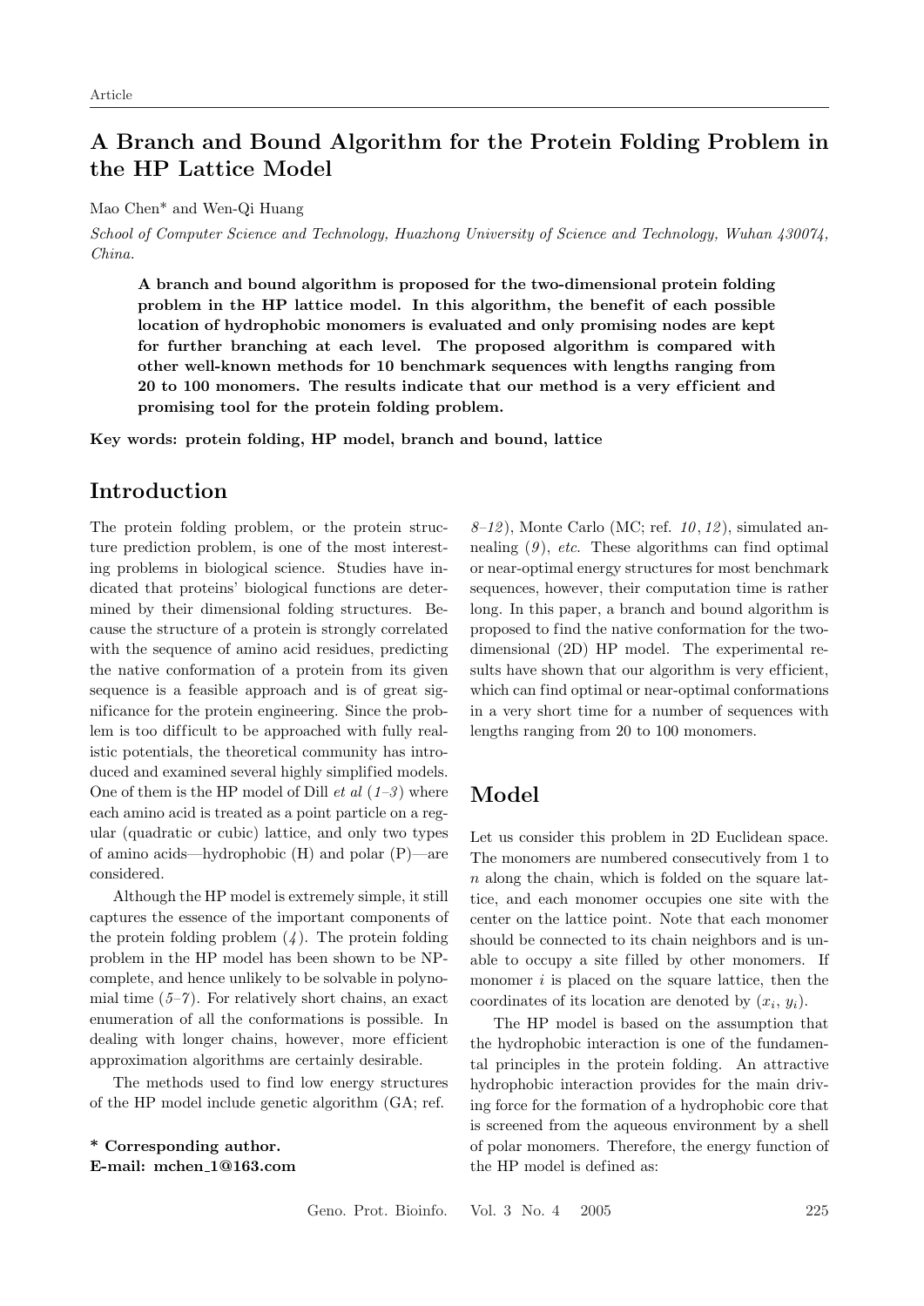Article

# A Branch and Bound Algorithm for the Protein Folding Problem in the HP Lattice Model

Mao Chen* and Wen-Qi Huang

*School of Computer Science and Technology, Huazhong University of Science and Technology, Wuhan 430074, China.*

**A branch and bound algorithm is proposed for the two-dimensional protein folding problem in the HP lattice model. In this algorithm, the benefit of each possible location of hydrophobic monomers is evaluated and only promising nodes are kept for further branching at each level. The proposed algorithm is compared with other well-known methods for 10 benchmark sequences with lengths ranging from 20 to 100 monomers. The results indicate that our method is a very efficient and promising tool for the protein folding problem.**

**Key words: protein folding, HP model, branch and bound, lattice**

## Introduction

The protein folding problem, or the protein structure prediction problem, is one of the most interesting problems in biological science. Studies have indicated that proteins' biological functions are determined by their dimensional folding structures. Because the structure of a protein is strongly correlated with the sequence of amino acid residues, predicting the native conformation of a protein from its given sequence is a feasible approach and is of great significance for the protein engineering. Since the problem is too difficult to be approached with fully realistic potentials, the theoretical community has introduced and examined several highly simplified models. One of them is the HP model of Dill *et al* (*1–3*) where each amino acid is treated as a point particle on a regular (quadratic or cubic) lattice, and only two types of amino acids—hydrophobic (H) and polar (P)—are considered.

Although the HP model is extremely simple, it still captures the essence of the important components of the protein folding problem (*4*). The protein folding problem in the HP model has been shown to be NP-complete, and hence unlikely to be solvable in polynomial time (*5–7*). For relatively short chains, an exact enumeration of all the conformations is possible. In dealing with longer chains, however, more efficient approximation algorithms are certainly desirable.

The methods used to find low energy structures of the HP model include genetic algorithm (GA; ref. *8–12*), Monte Carlo (MC; ref. *10*, *12*), simulated annealing (*9*), *etc*. These algorithms can find optimal or near-optimal energy structures for most benchmark sequences, however, their computation time is rather long. In this paper, a branch and bound algorithm is proposed to find the native conformation for the two-dimensional (2D) HP model. The experimental results have shown that our algorithm is very efficient, which can find optimal or near-optimal conformations in a very short time for a number of sequences with lengths ranging from 20 to 100 monomers.

**\* Corresponding author.**
**E-mail: mchen_1@163.com**

## Model

Let us consider this problem in 2D Euclidean space. The monomers are numbered consecutively from 1 to $n$ along the chain, which is folded on the square lattice, and each monomer occupies one site with the center on the lattice point. Note that each monomer should be connected to its chain neighbors and is unable to occupy a site filled by other monomers. If monomer $i$ is placed on the square lattice, then the coordinates of its location are denoted by $(x_i, y_i)$.

The HP model is based on the assumption that the hydrophobic interaction is one of the fundamental principles in the protein folding. An attractive hydrophobic interaction provides for the main driving force for the formation of a hydrophobic core that is screened from the aqueous environment by a shell of polar monomers. Therefore, the energy function of the HP model is defined as: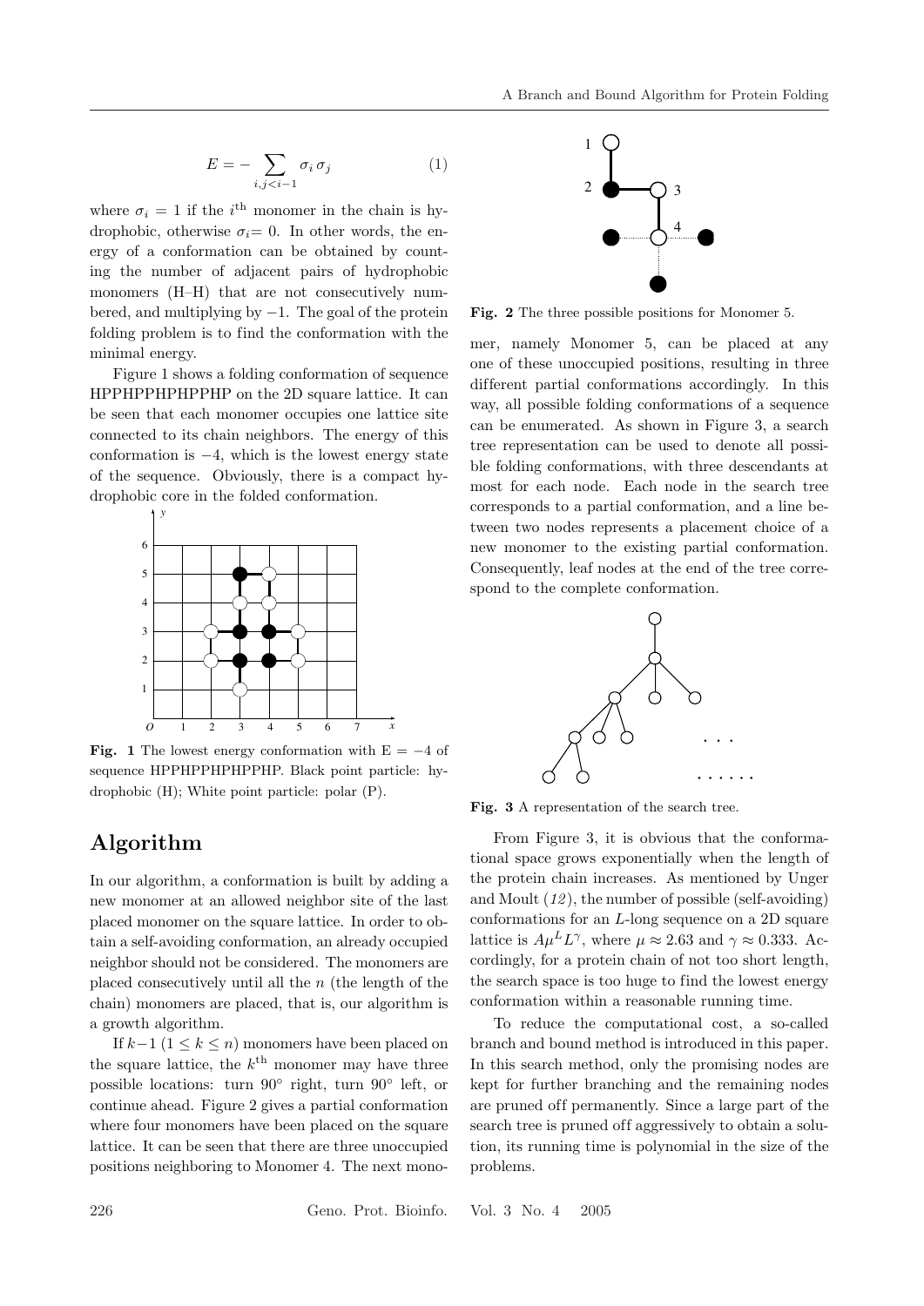$$E = -\sum_{i,j<i-1} \sigma_i \sigma_j \tag{1}$$

where $\sigma_i = 1$ if the $i^{\text{th}}$ monomer in the chain is hydrophobic, otherwise $\sigma_i = 0$. In other words, the energy of a conformation can be obtained by counting the number of adjacent pairs of hydrophobic monomers (H–H) that are not consecutively numbered, and multiplying by $-1$. The goal of the protein folding problem is to find the conformation with the minimal energy.

Figure 1 shows a folding conformation of sequence HPPHPPHPHPPHP on the 2D square lattice. It can be seen that each monomer occupies one lattice site connected to its chain neighbors. The energy of this conformation is $-4$, which is the lowest energy state of the sequence. Obviously, there is a compact hydrophobic core in the folded conformation.

y
6
5
4
3
2
1
O 1 2 3 4 5 6 7 x

**Fig. 1** The lowest energy conformation with E = $-4$ of sequence HPPHPPHPHPPHP. Black point particle: hydrophobic (H); White point particle: polar (P).

## Algorithm

In our algorithm, a conformation is built by adding a new monomer at an allowed neighbor site of the last placed monomer on the square lattice. In order to obtain a self-avoiding conformation, an already occupied neighbor should not be considered. The monomers are placed consecutively until all the $n$ (the length of the chain) monomers are placed, that is, our algorithm is a growth algorithm.

If $k-1$ ($1 \leq k \leq n$) monomers have been placed on the square lattice, the $k^{\text{th}}$ monomer may have three possible locations: turn 90° right, turn 90° left, or continue ahead. Figure 2 gives a partial conformation where four monomers have been placed on the square lattice. It can be seen that there are three unoccupied positions neighboring to Monomer 4. The next monomer, namely Monomer 5, can be placed at any one of these unoccupied positions, resulting in three different partial conformations accordingly. In this way, all possible folding conformations of a sequence can be enumerated. As shown in Figure 3, a search tree representation can be used to denote all possible folding conformations, with three descendants at most for each node. Each node in the search tree corresponds to a partial conformation, and a line between two nodes represents a placement choice of a new monomer to the existing partial conformation. Consequently, leaf nodes at the end of the tree correspond to the complete conformation.

1
2
3
4

**Fig. 2** The three possible positions for Monomer 5.

**Fig. 3** A representation of the search tree.

From Figure 3, it is obvious that the conformational space grows exponentially when the length of the protein chain increases. As mentioned by Unger and Moult (*12*), the number of possible (self-avoiding) conformations for an $L$-long sequence on a 2D square lattice is $A\mu^L L^\gamma$, where $\mu \approx 2.63$ and $\gamma \approx 0.333$. Accordingly, for a protein chain of not too short length, the search space is too huge to find the lowest energy conformation within a reasonable running time.

To reduce the computational cost, a so-called branch and bound method is introduced in this paper. In this search method, only the promising nodes are kept for further branching and the remaining nodes are pruned off permanently. Since a large part of the search tree is pruned off aggressively to obtain a solution, its running time is polynomial in the size of the problems.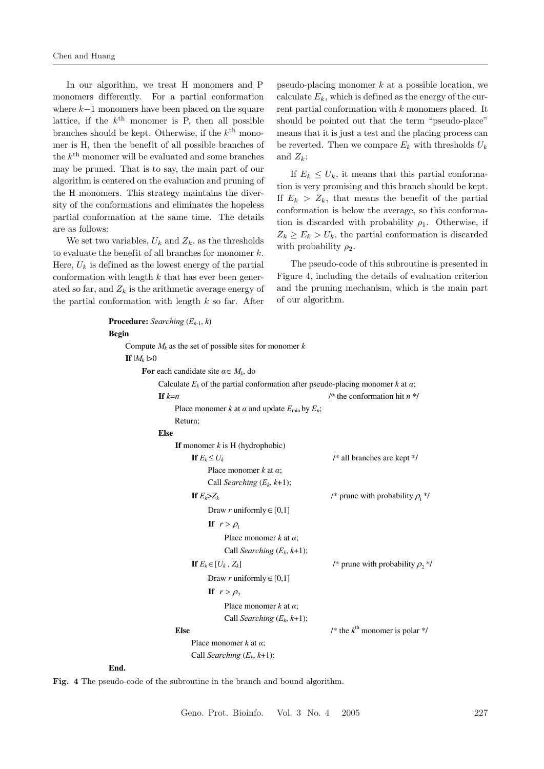In our algorithm, we treat H monomers and P monomers differently. For a partial conformation where $k-1$ monomers have been placed on the square lattice, if the $k^{\text{th}}$ monomer is P, then all possible branches should be kept. Otherwise, if the $k^{\text{th}}$ monomer is H, then the benefit of all possible branches of the $k^{\text{th}}$ monomer will be evaluated and some branches may be pruned. That is to say, the main part of our algorithm is centered on the evaluation and pruning of the H monomers. This strategy maintains the diversity of the conformations and eliminates the hopeless partial conformation at the same time. The details are as follows:

We set two variables, $U_k$ and $Z_k$, as the thresholds to evaluate the benefit of all branches for monomer $k$. Here, $U_k$ is defined as the lowest energy of the partial conformation with length $k$ that has ever been generated so far, and $Z_k$ is the arithmetic average energy of the partial conformation with length $k$ so far. After pseudo-placing monomer $k$ at a possible location, we calculate $E_k$, which is defined as the energy of the current partial conformation with $k$ monomers placed. It should be pointed out that the term "pseudo-place" means that it is just a test and the placing process can be reverted. Then we compare $E_k$ with thresholds $U_k$ and $Z_k$:

If $E_k \leq U_k$, it means that this partial conformation is very promising and this branch should be kept. If $E_k > Z_k$, that means the benefit of the partial conformation is below the average, so this conformation is discarded with probability $\rho_1$. Otherwise, if $Z_k \geq E_k > U_k$, the partial conformation is discarded with probability $\rho_2$.

The pseudo-code of this subroutine is presented in Figure 4, including the details of evaluation criterion and the pruning mechanism, which is the main part of our algorithm.

```
Procedure: Searching (E_{k-1}, k)
Begin
    Compute M_k as the set of possible sites for monomer k
    If |M_k|>0
        For each candidate site α∈ M_k, do
            Calculate E_k of the partial conformation after pseudo-placing monomer k at α;
            If k=n                                          /* the conformation hit n */
                Place monomer k at α and update E_min by E_n;
                Return;
            Else
                If monomer k is H (hydrophobic)
                    If E_k ≤ U_k                            /* all branches are kept */
                        Place monomer k at α;
                        Call Searching (E_k, k+1);
                    If E_k>Z_k                              /* prune with probability ρ_1 */
                        Draw r uniformly∈[0,1]
                        If  r > ρ_1
                            Place monomer k at α;
                            Call Searching (E_k, k+1);
                    If E_k∈[U_k , Z_k]                      /* prune with probability ρ_2 */
                        Draw r uniformly∈[0,1]
                        If  r > ρ_2
                            Place monomer k at α;
                            Call Searching (E_k, k+1);
                Else                                        /* the k^th monomer is polar */
                    Place monomer k at α;
                    Call Searching (E_k, k+1);
End.
```

**Fig. 4** The pseudo-code of the subroutine in the branch and bound algorithm.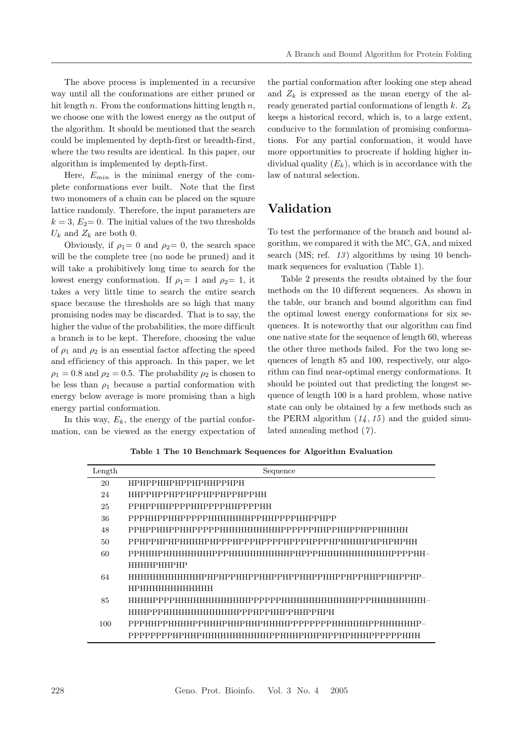The above process is implemented in a recursive way until all the conformations are either pruned or hit length $n$. From the conformations hitting length $n$, we choose one with the lowest energy as the output of the algorithm. It should be mentioned that the search could be implemented by depth-first or breadth-first, where the two results are identical. In this paper, our algorithm is implemented by depth-first.

Here, $E_{min}$ is the minimal energy of the complete conformations ever built. Note that the first two monomers of a chain can be placed on the square lattice randomly. Therefore, the input parameters are $k = 3$, $E_2 = 0$. The initial values of the two thresholds $U_k$ and $Z_k$ are both 0.

Obviously, if $\rho_1 = 0$ and $\rho_2 = 0$, the search space will be the complete tree (no node be pruned) and it will take a prohibitively long time to search for the lowest energy conformation. If $\rho_1 = 1$ and $\rho_2 = 1$, it takes a very little time to search the entire search space because the thresholds are so high that many promising nodes may be discarded. That is to say, the higher the value of the probabilities, the more difficult a branch is to be kept. Therefore, choosing the value of $\rho_1$ and $\rho_2$ is an essential factor affecting the speed and efficiency of this approach. In this paper, we let $\rho_1 = 0.8$ and $\rho_2 = 0.5$. The probability $\rho_2$ is chosen to be less than $\rho_1$ because a partial conformation with energy below average is more promising than a high energy partial conformation.

In this way, $E_k$, the energy of the partial conformation, can be viewed as the energy expectation of the partial conformation after looking one step ahead and $Z_k$ is expressed as the mean energy of the already generated partial conformations of length $k$. $Z_k$ keeps a historical record, which is, to a large extent, conducive to the formulation of promising conformations. For any partial conformation, it would have more opportunities to procreate if holding higher individual quality ($E_k$), which is in accordance with the law of natural selection.

## Validation

To test the performance of the branch and bound algorithm, we compared it with the MC, GA, and mixed search (MS; ref. *13*) algorithms by using 10 benchmark sequences for evaluation (Table 1).

Table 2 presents the results obtained by the four methods on the 10 different sequences. As shown in the table, our branch and bound algorithm can find the optimal lowest energy conformations for six sequences. It is noteworthy that our algorithm can find one native state for the sequence of length 60, whereas the other three methods failed. For the two long sequences of length 85 and 100, respectively, our algorithm can find near-optimal energy conformations. It should be pointed out that predicting the longest sequence of length 100 is a hard problem, whose native state can only be obtained by a few methods such as the PERM algorithm (*14*, *15*) and the guided simulated annealing method (*7*).

**Table 1 The 10 Benchmark Sequences for Algorithm Evaluation**

| Length | Sequence |
|---|---|
| 20 | HPHPPHHPHPPHPHHPPHPH |
| 24 | HHPPHPPHPPHPPHPPHPPHPPHH |
| 25 | PPHPPHHPPPPHHPPPPHHPPPPHH |
| 36 | PPPHHPPHHPPPPPHHHHHHHPPHHPPPPHHPPHPP |
| 48 | PPHPPHHPPHHPPPPPHHHHHHHHHHPPPPPPHHPPHHPPHPPHHHHH |
| 50 | PPHPPHPHPHHHHPHPPPHPPPHPPPPHPPPHPPPHPHHHHPHPHPHPHH |
| 60 | PPHHHPHHHHHHHHPPPHHHHHHHHHHPHPPPHHHHHHHHHHHHPPPPHH–HHHHPHHPHP |
| 64 | HHHHHHHHHHHHPHPHPPHHPPHHPPHPPHHPPHHPPHPPHHPPHHPPHP–HPHHHHHHHHHHHH |
| 85 | HHHHPPPPHHHHHHHHHHHHPPPPPPHHHHHHHHHHHHPPPHHHHHHHHHHH–HHHPPPHHHHHHHHHHHHPPPHPPHHPPHHPPHPH |
| 100 | PPPHHPPHHHHPPHHHPHHPHHPHHHHPPPPPPPPHHHHHHPPHHHHHHP–PPPPPPPPPHPHHPHHHHHHHHHHHPPHHHPHHPHPPHPHHHPPPPPPHHH |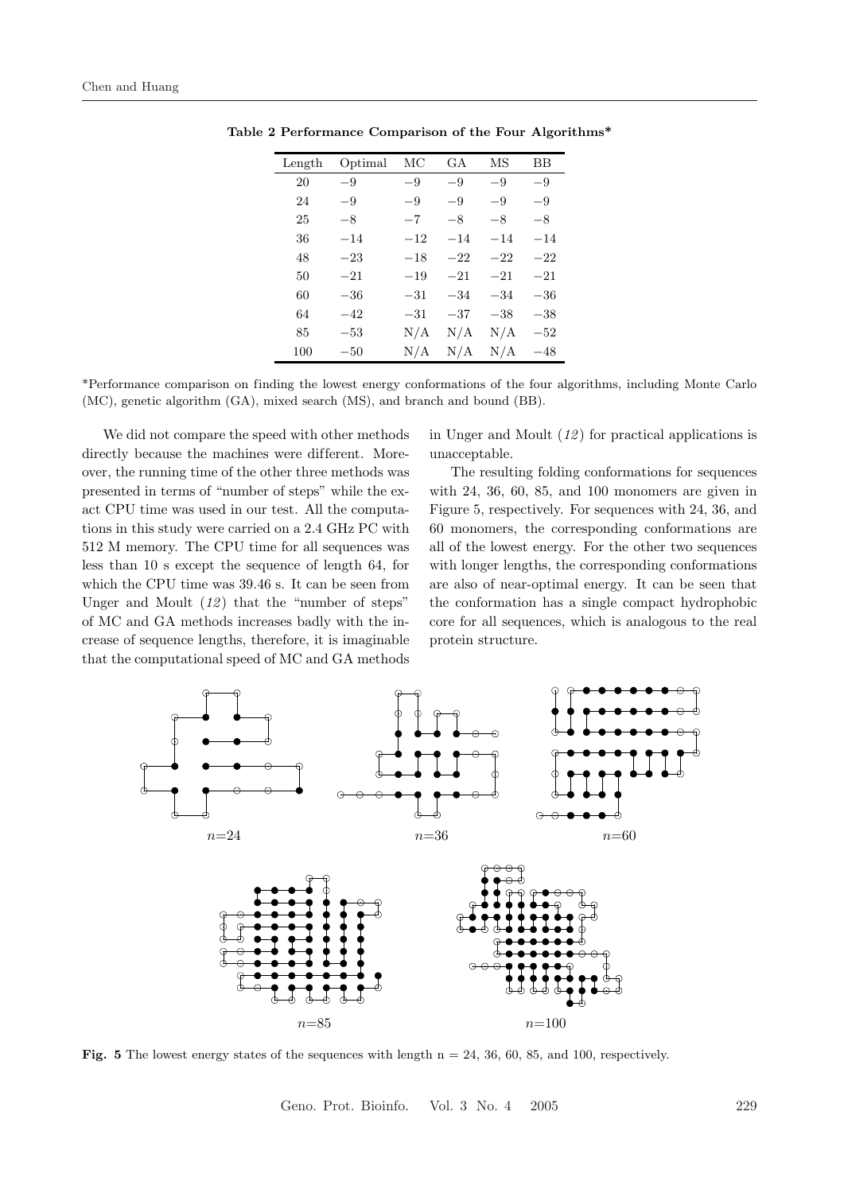**Table 2 Performance Comparison of the Four Algorithms***

| Length | Optimal | MC | GA | MS | BB |
|---|---|---|---|---|---|
| 20 | −9 | −9 | −9 | −9 | −9 |
| 24 | −9 | −9 | −9 | −9 | −9 |
| 25 | −8 | −7 | −8 | −8 | −8 |
| 36 | −14 | −12 | −14 | −14 | −14 |
| 48 | −23 | −18 | −22 | −22 | −22 |
| 50 | −21 | −19 | −21 | −21 | −21 |
| 60 | −36 | −31 | −34 | −34 | −36 |
| 64 | −42 | −31 | −37 | −38 | −38 |
| 85 | −53 | N/A | N/A | N/A | −52 |
| 100 | −50 | N/A | N/A | N/A | −48 |

*Performance comparison on finding the lowest energy conformations of the four algorithms, including Monte Carlo (MC), genetic algorithm (GA), mixed search (MS), and branch and bound (BB).

We did not compare the speed with other methods directly because the machines were different. Moreover, the running time of the other three methods was presented in terms of "number of steps" while the exact CPU time was used in our test. All the computations in this study were carried on a 2.4 GHz PC with 512 M memory. The CPU time for all sequences was less than 10 s except the sequence of length 64, for which the CPU time was 39.46 s. It can be seen from Unger and Moult (*12*) that the "number of steps" of MC and GA methods increases badly with the increase of sequence lengths, therefore, it is imaginable that the computational speed of MC and GA methods in Unger and Moult (*12*) for practical applications is unacceptable.

The resulting folding conformations for sequences with 24, 36, 60, 85, and 100 monomers are given in Figure 5, respectively. For sequences with 24, 36, and 60 monomers, the corresponding conformations are all of the lowest energy. For the other two sequences with longer lengths, the corresponding conformations are also of near-optimal energy. It can be seen that the conformation has a single compact hydrophobic core for all sequences, which is analogous to the real protein structure.

$n$=24

$n$=36

$n$=60

$n$=85

$n$=100

**Fig. 5** The lowest energy states of the sequences with length n = 24, 36, 60, 85, and 100, respectively.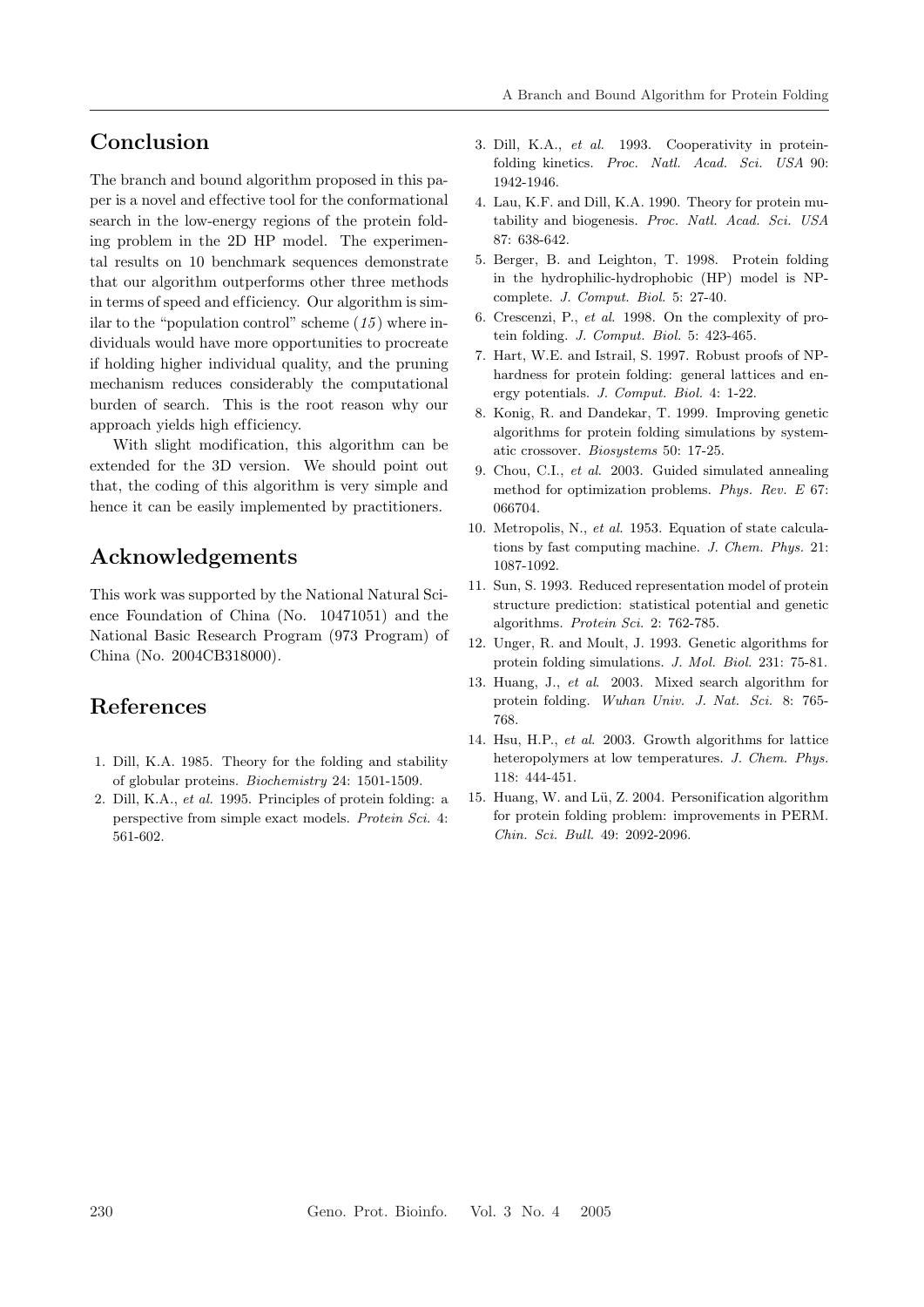## Conclusion

The branch and bound algorithm proposed in this paper is a novel and effective tool for the conformational search in the low-energy regions of the protein folding problem in the 2D HP model. The experimental results on 10 benchmark sequences demonstrate that our algorithm outperforms other three methods in terms of speed and efficiency. Our algorithm is similar to the "population control" scheme (*15*) where individuals would have more opportunities to procreate if holding higher individual quality, and the pruning mechanism reduces considerably the computational burden of search. This is the root reason why our approach yields high efficiency.

With slight modification, this algorithm can be extended for the 3D version. We should point out that, the coding of this algorithm is very simple and hence it can be easily implemented by practitioners.

## Acknowledgements

This work was supported by the National Natural Science Foundation of China (No. 10471051) and the National Basic Research Program (973 Program) of China (No. 2004CB318000).

## References

1. Dill, K.A. 1985. Theory for the folding and stability of globular proteins. *Biochemistry* 24: 1501-1509.
2. Dill, K.A., *et al.* 1995. Principles of protein folding: a perspective from simple exact models. *Protein Sci.* 4: 561-602.
3. Dill, K.A., *et al.* 1993. Cooperativity in protein-folding kinetics. *Proc. Natl. Acad. Sci. USA* 90: 1942-1946.
4. Lau, K.F. and Dill, K.A. 1990. Theory for protein mutability and biogenesis. *Proc. Natl. Acad. Sci. USA* 87: 638-642.
5. Berger, B. and Leighton, T. 1998. Protein folding in the hydrophilic-hydrophobic (HP) model is NP-complete. *J. Comput. Biol.* 5: 27-40.
6. Crescenzi, P., *et al.* 1998. On the complexity of protein folding. *J. Comput. Biol.* 5: 423-465.
7. Hart, W.E. and Istrail, S. 1997. Robust proofs of NP-hardness for protein folding: general lattices and energy potentials. *J. Comput. Biol.* 4: 1-22.
8. Konig, R. and Dandekar, T. 1999. Improving genetic algorithms for protein folding simulations by systematic crossover. *Biosystems* 50: 17-25.
9. Chou, C.I., *et al.* 2003. Guided simulated annealing method for optimization problems. *Phys. Rev. E* 67: 066704.
10. Metropolis, N., *et al.* 1953. Equation of state calculations by fast computing machine. *J. Chem. Phys.* 21: 1087-1092.
11. Sun, S. 1993. Reduced representation model of protein structure prediction: statistical potential and genetic algorithms. *Protein Sci.* 2: 762-785.
12. Unger, R. and Moult, J. 1993. Genetic algorithms for protein folding simulations. *J. Mol. Biol.* 231: 75-81.
13. Huang, J., *et al.* 2003. Mixed search algorithm for protein folding. *Wuhan Univ. J. Nat. Sci.* 8: 765-768.
14. Hsu, H.P., *et al.* 2003. Growth algorithms for lattice heteropolymers at low temperatures. *J. Chem. Phys.* 118: 444-451.
15. Huang, W. and Lü, Z. 2004. Personification algorithm for protein folding problem: improvements in PERM. *Chin. Sci. Bull.* 49: 2092-2096.